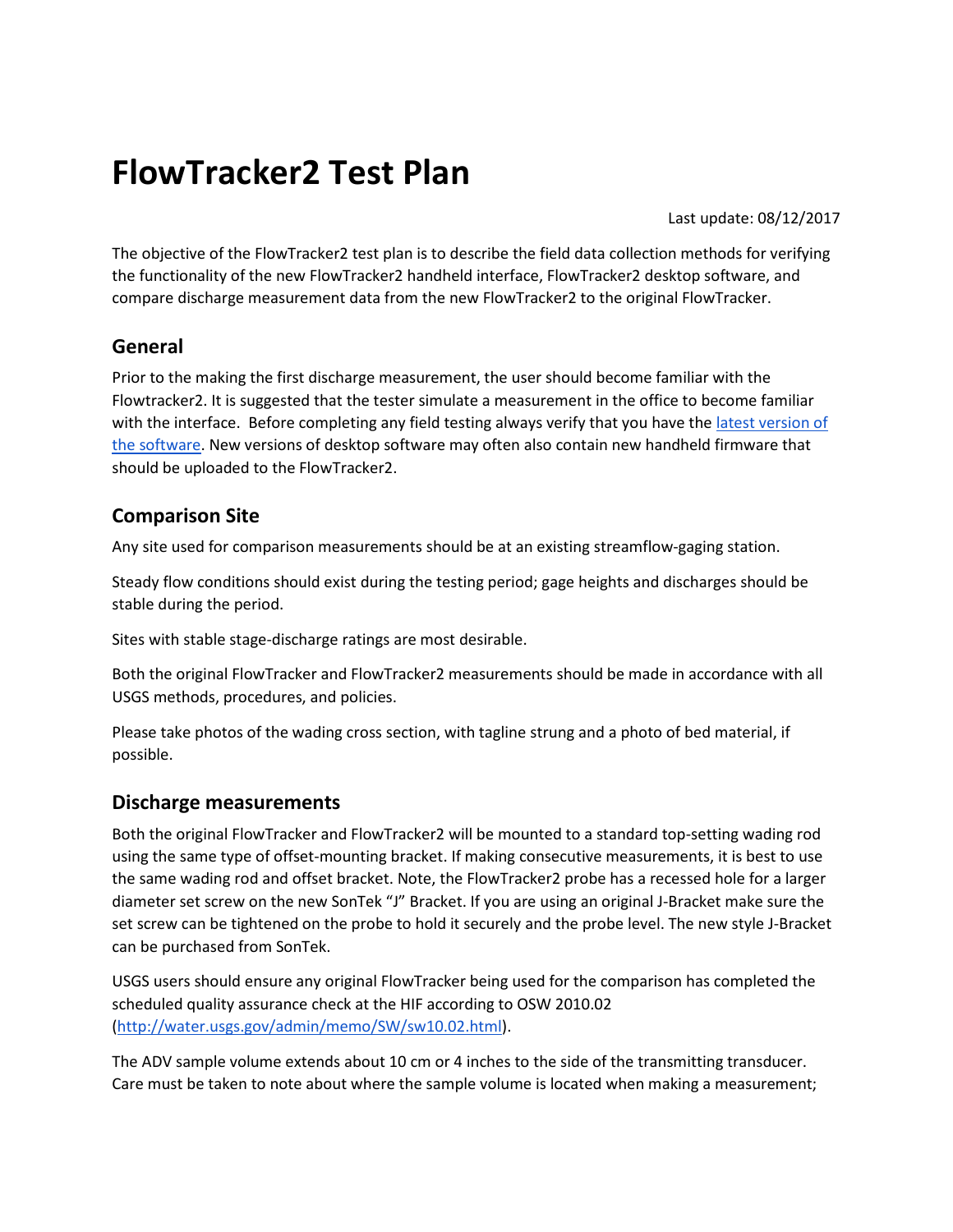# FlowTracker2 Test Plan

Last update: 08/12/2017

The objective of the FlowTracker2 test plan is to describe the field data collection methods for verifying the functionality of the new FlowTracker2 handheld interface, FlowTracker2 desktop software, and compare discharge measurement data from the new FlowTracker2 to the original FlowTracker.

## General

Prior to the making the first discharge measurement, the user should become familiar with the Flowtracker2. It is suggested that the tester simulate a measurement in the office to become familiar with the interface. Before completing any field testing always verify that you have the latest version of the software. New versions of desktop software may often also contain new handheld firmware that should be uploaded to the FlowTracker2.

## Comparison Site

Any site used for comparison measurements should be at an existing streamflow-gaging station.

Steady flow conditions should exist during the testing period; gage heights and discharges should be stable during the period.

Sites with stable stage-discharge ratings are most desirable.

Both the original FlowTracker and FlowTracker2 measurements should be made in accordance with all USGS methods, procedures, and policies.

Please take photos of the wading cross section, with tagline strung and a photo of bed material, if possible.

## Discharge measurements

Both the original FlowTracker and FlowTracker2 will be mounted to a standard top-setting wading rod using the same type of offset-mounting bracket. If making consecutive measurements, it is best to use the same wading rod and offset bracket. Note, the FlowTracker2 probe has a recessed hole for a larger diameter set screw on the new SonTek "J" Bracket. If you are using an original J-Bracket make sure the set screw can be tightened on the probe to hold it securely and the probe level. The new style J-Bracket can be purchased from SonTek.

USGS users should ensure any original FlowTracker being used for the comparison has completed the scheduled quality assurance check at the HIF according to OSW 2010.02 (http://water.usgs.gov/admin/memo/SW/sw10.02.html).

The ADV sample volume extends about 10 cm or 4 inches to the side of the transmitting transducer. Care must be taken to note about where the sample volume is located when making a measurement;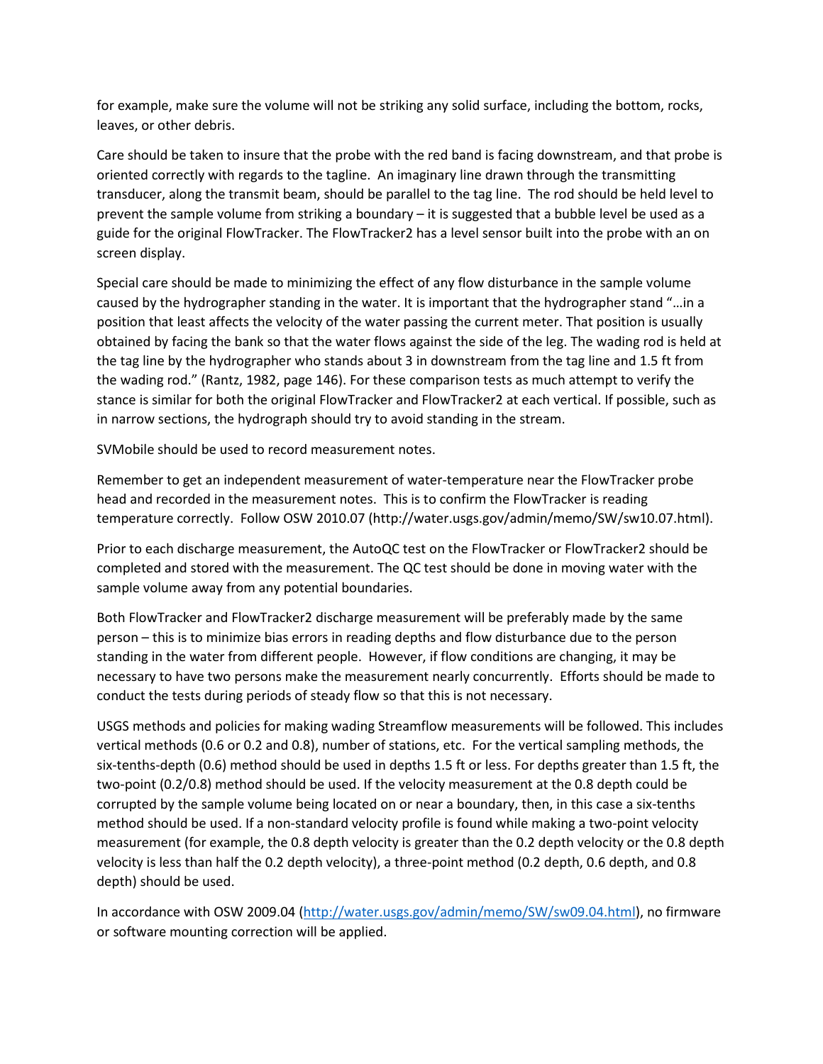for example, make sure the volume will not be striking any solid surface, including the bottom, rocks, leaves, or other debris.

Care should be taken to insure that the probe with the red band is facing downstream, and that probe is oriented correctly with regards to the tagline. An imaginary line drawn through the transmitting transducer, along the transmit beam, should be parallel to the tag line. The rod should be held level to prevent the sample volume from striking a boundary – it is suggested that a bubble level be used as a guide for the original FlowTracker. The FlowTracker2 has a level sensor built into the probe with an on screen display.

Special care should be made to minimizing the effect of any flow disturbance in the sample volume caused by the hydrographer standing in the water. It is important that the hydrographer stand "…in a position that least affects the velocity of the water passing the current meter. That position is usually obtained by facing the bank so that the water flows against the side of the leg. The wading rod is held at the tag line by the hydrographer who stands about 3 in downstream from the tag line and 1.5 ft from the wading rod." (Rantz, 1982, page 146). For these comparison tests as much attempt to verify the stance is similar for both the original FlowTracker and FlowTracker2 at each vertical. If possible, such as in narrow sections, the hydrograph should try to avoid standing in the stream.

SVMobile should be used to record measurement notes.

Remember to get an independent measurement of water-temperature near the FlowTracker probe head and recorded in the measurement notes. This is to confirm the FlowTracker is reading temperature correctly. Follow OSW 2010.07 (http://water.usgs.gov/admin/memo/SW/sw10.07.html).

Prior to each discharge measurement, the AutoQC test on the FlowTracker or FlowTracker2 should be completed and stored with the measurement. The QC test should be done in moving water with the sample volume away from any potential boundaries.

Both FlowTracker and FlowTracker2 discharge measurement will be preferably made by the same person – this is to minimize bias errors in reading depths and flow disturbance due to the person standing in the water from different people. However, if flow conditions are changing, it may be necessary to have two persons make the measurement nearly concurrently. Efforts should be made to conduct the tests during periods of steady flow so that this is not necessary.

USGS methods and policies for making wading Streamflow measurements will be followed. This includes vertical methods (0.6 or 0.2 and 0.8), number of stations, etc. For the vertical sampling methods, the six-tenths-depth (0.6) method should be used in depths 1.5 ft or less. For depths greater than 1.5 ft, the two-point (0.2/0.8) method should be used. If the velocity measurement at the 0.8 depth could be corrupted by the sample volume being located on or near a boundary, then, in this case a six-tenths method should be used. If a non-standard velocity profile is found while making a two-point velocity measurement (for example, the 0.8 depth velocity is greater than the 0.2 depth velocity or the 0.8 depth velocity is less than half the 0.2 depth velocity), a three-point method (0.2 depth, 0.6 depth, and 0.8 depth) should be used.

In accordance with OSW 2009.04 (http://water.usgs.gov/admin/memo/SW/sw09.04.html), no firmware or software mounting correction will be applied.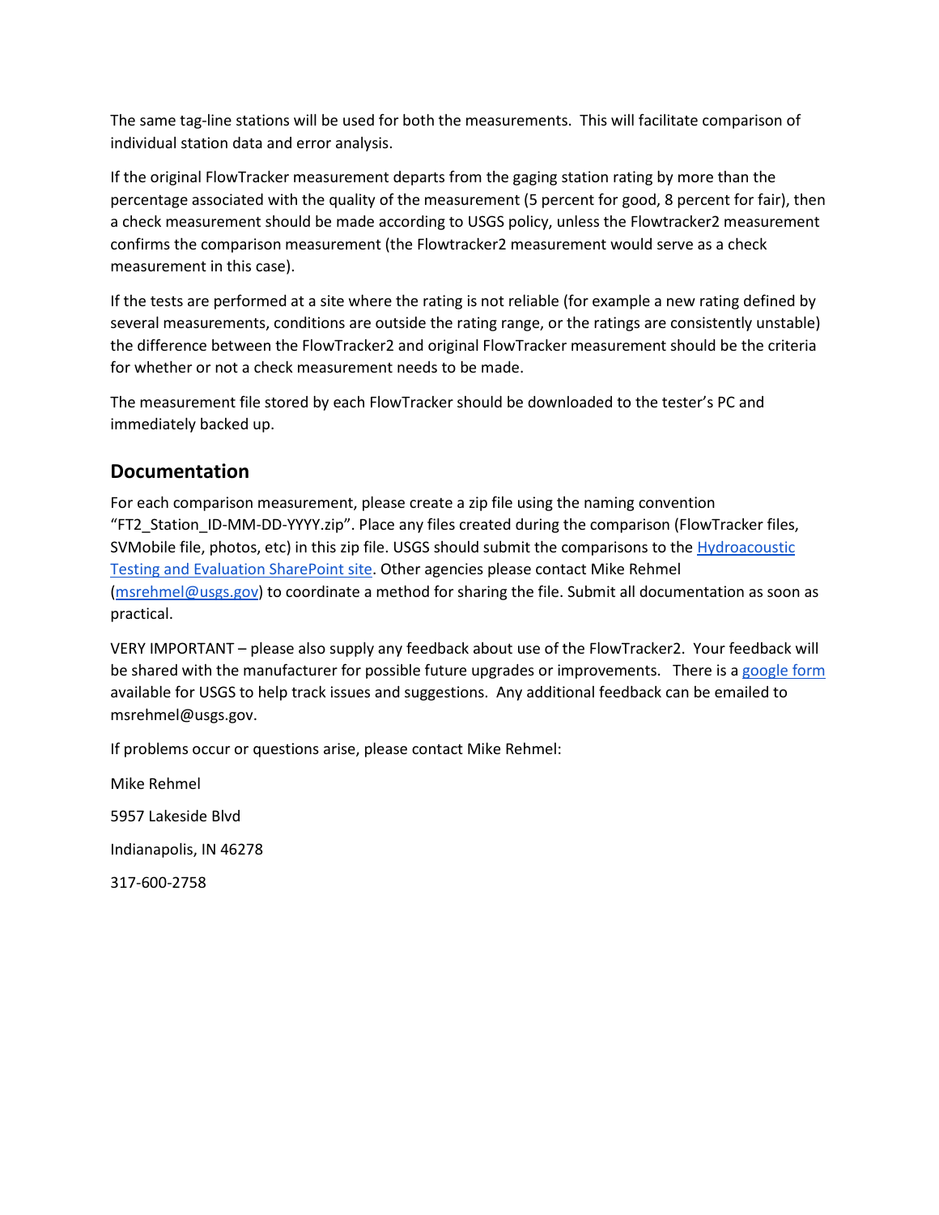The same tag-line stations will be used for both the measurements. This will facilitate comparison of individual station data and error analysis.

If the original FlowTracker measurement departs from the gaging station rating by more than the percentage associated with the quality of the measurement (5 percent for good, 8 percent for fair), then a check measurement should be made according to USGS policy, unless the Flowtracker2 measurement confirms the comparison measurement (the Flowtracker2 measurement would serve as a check measurement in this case).

If the tests are performed at a site where the rating is not reliable (for example a new rating defined by several measurements, conditions are outside the rating range, or the ratings are consistently unstable) the difference between the FlowTracker2 and original FlowTracker measurement should be the criteria for whether or not a check measurement needs to be made.

The measurement file stored by each FlowTracker should be downloaded to the tester's PC and immediately backed up.

## Documentation

For each comparison measurement, please create a zip file using the naming convention "FT2_Station_ID-MM-DD-YYYY.zip". Place any files created during the comparison (FlowTracker files, SVMobile file, photos, etc) in this zip file. USGS should submit the comparisons to the Hydroacoustic Testing and Evaluation SharePoint site. Other agencies please contact Mike Rehmel (msrehmel@usgs.gov) to coordinate a method for sharing the file. Submit all documentation as soon as practical.

VERY IMPORTANT – please also supply any feedback about use of the FlowTracker2. Your feedback will be shared with the manufacturer for possible future upgrades or improvements. There is a google form available for USGS to help track issues and suggestions. Any additional feedback can be emailed to msrehmel@usgs.gov.

If problems occur or questions arise, please contact Mike Rehmel:

Mike Rehmel

5957 Lakeside Blvd

Indianapolis, IN 46278

317-600-2758